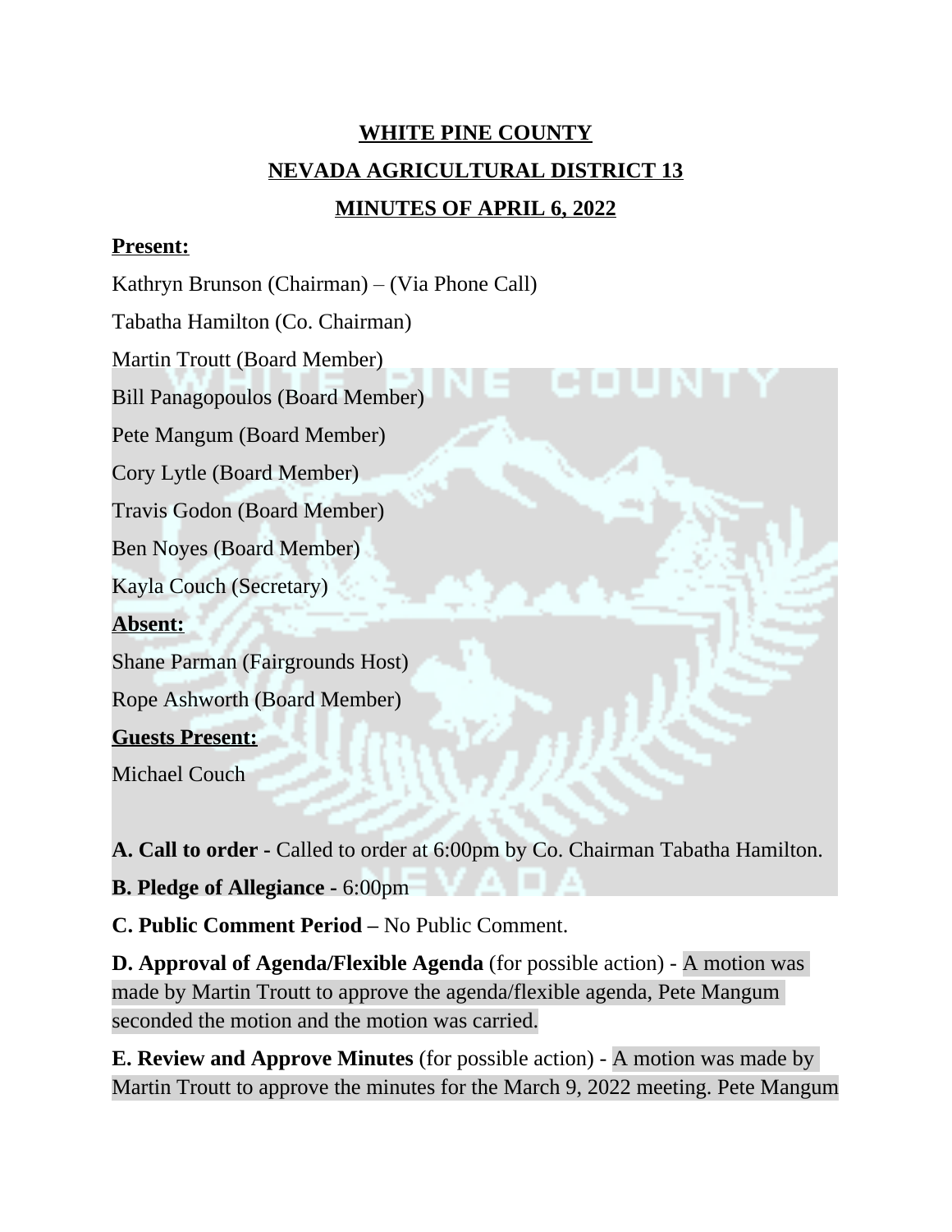# WHITE PINE COUNTY

## NEVADA AGRICULTURAL DISTRICT 13

## MINUTES OF APRIL 6, 2022

**Present:**

Kathryn Brunson (Chairman) – (Via Phone Call)

Tabatha Hamilton (Co. Chairman)

Martin Troutt (Board Member)

Bill Panagopoulos (Board Member)

Pete Mangum (Board Member)

Cory Lytle (Board Member)

Travis Godon (Board Member)

Ben Noyes (Board Member)

Kayla Couch (Secretary)

**Absent:**

Shane Parman (Fairgrounds Host)

Rope Ashworth (Board Member)

**Guests Present:**

Michael Couch

**A. Call to order -** Called to order at 6:00pm by Co. Chairman Tabatha Hamilton.

**B. Pledge of Allegiance -** 6:00pm

**C. Public Comment Period –** No Public Comment.

**D. Approval of Agenda/Flexible Agenda** (for possible action) - A motion was made by Martin Troutt to approve the agenda/flexible agenda, Pete Mangum seconded the motion and the motion was carried.

**E. Review and Approve Minutes** (for possible action) - A motion was made by Martin Troutt to approve the minutes for the March 9, 2022 meeting. Pete Mangum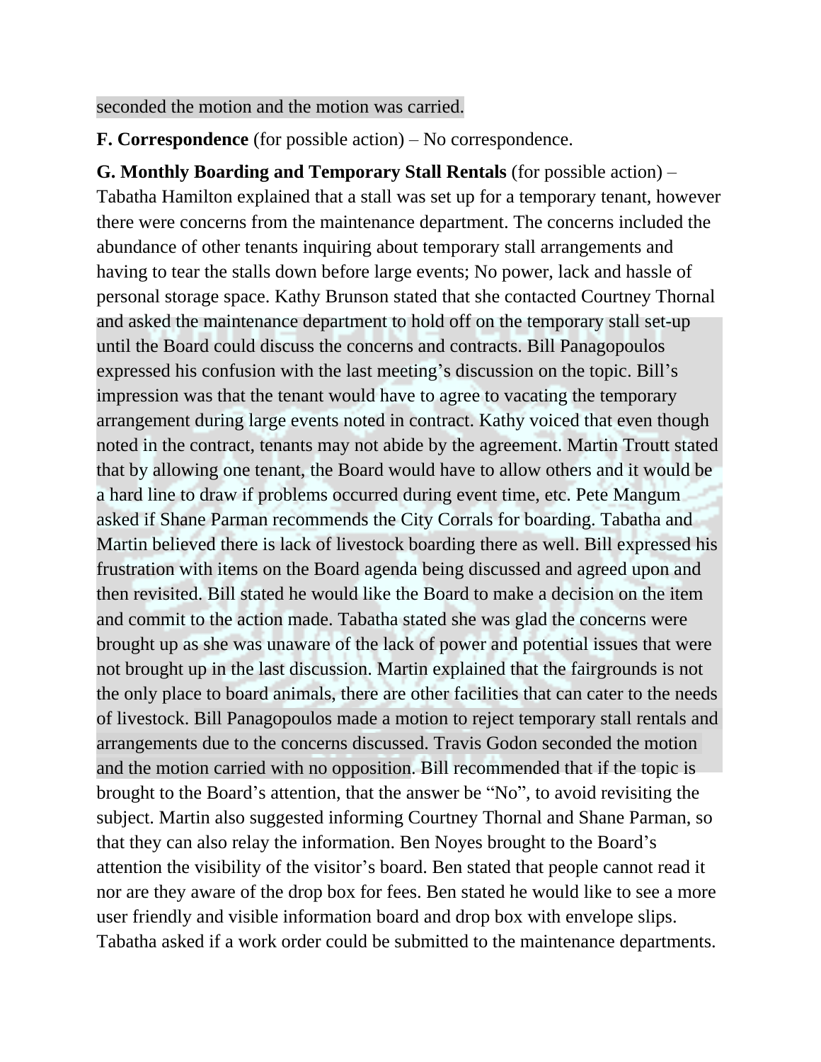seconded the motion and the motion was carried.

**F. Correspondence** (for possible action) – No correspondence.

**G. Monthly Boarding and Temporary Stall Rentals** (for possible action) – Tabatha Hamilton explained that a stall was set up for a temporary tenant, however there were concerns from the maintenance department. The concerns included the abundance of other tenants inquiring about temporary stall arrangements and having to tear the stalls down before large events; No power, lack and hassle of personal storage space. Kathy Brunson stated that she contacted Courtney Thornal and asked the maintenance department to hold off on the temporary stall set-up until the Board could discuss the concerns and contracts. Bill Panagopoulos expressed his confusion with the last meeting's discussion on the topic. Bill's impression was that the tenant would have to agree to vacating the temporary arrangement during large events noted in contract. Kathy voiced that even though noted in the contract, tenants may not abide by the agreement. Martin Troutt stated that by allowing one tenant, the Board would have to allow others and it would be a hard line to draw if problems occurred during event time, etc. Pete Mangum asked if Shane Parman recommends the City Corrals for boarding. Tabatha and Martin believed there is lack of livestock boarding there as well. Bill expressed his frustration with items on the Board agenda being discussed and agreed upon and then revisited. Bill stated he would like the Board to make a decision on the item and commit to the action made. Tabatha stated she was glad the concerns were brought up as she was unaware of the lack of power and potential issues that were not brought up in the last discussion. Martin explained that the fairgrounds is not the only place to board animals, there are other facilities that can cater to the needs of livestock. Bill Panagopoulos made a motion to reject temporary stall rentals and arrangements due to the concerns discussed. Travis Godon seconded the motion and the motion carried with no opposition. Bill recommended that if the topic is brought to the Board's attention, that the answer be "No", to avoid revisiting the subject. Martin also suggested informing Courtney Thornal and Shane Parman, so that they can also relay the information. Ben Noyes brought to the Board's attention the visibility of the visitor's board. Ben stated that people cannot read it nor are they aware of the drop box for fees. Ben stated he would like to see a more user friendly and visible information board and drop box with envelope slips. Tabatha asked if a work order could be submitted to the maintenance departments.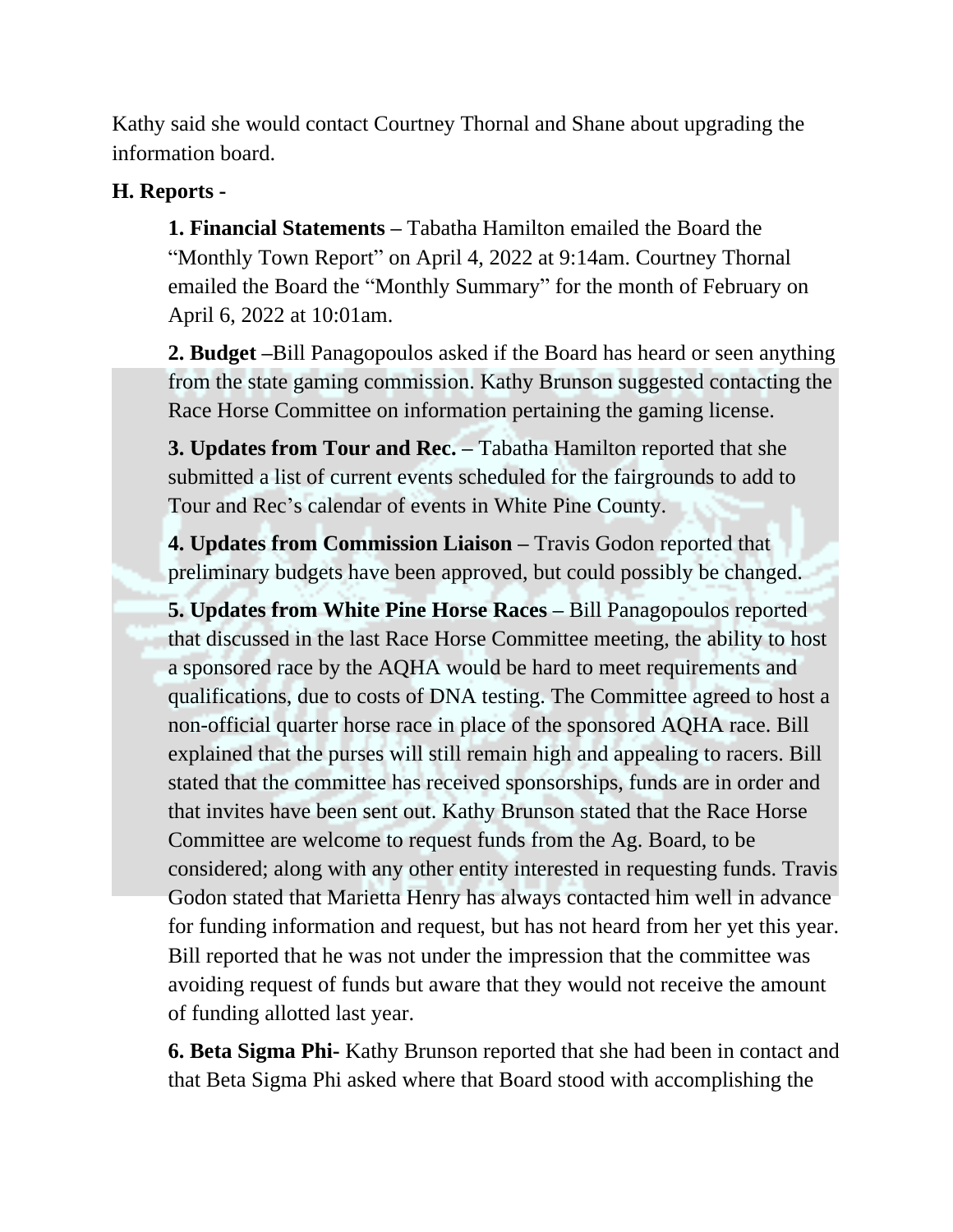Kathy said she would contact Courtney Thornal and Shane about upgrading the information board.

**H. Reports -**

**1. Financial Statements –** Tabatha Hamilton emailed the Board the "Monthly Town Report" on April 4, 2022 at 9:14am. Courtney Thornal emailed the Board the "Monthly Summary" for the month of February on April 6, 2022 at 10:01am.

**2. Budget –**Bill Panagopoulos asked if the Board has heard or seen anything from the state gaming commission. Kathy Brunson suggested contacting the Race Horse Committee on information pertaining the gaming license.

**3. Updates from Tour and Rec. –** Tabatha Hamilton reported that she submitted a list of current events scheduled for the fairgrounds to add to Tour and Rec's calendar of events in White Pine County.

**4. Updates from Commission Liaison –** Travis Godon reported that preliminary budgets have been approved, but could possibly be changed.

**5. Updates from White Pine Horse Races –** Bill Panagopoulos reported that discussed in the last Race Horse Committee meeting, the ability to host a sponsored race by the AQHA would be hard to meet requirements and qualifications, due to costs of DNA testing. The Committee agreed to host a non-official quarter horse race in place of the sponsored AQHA race. Bill explained that the purses will still remain high and appealing to racers. Bill stated that the committee has received sponsorships, funds are in order and that invites have been sent out. Kathy Brunson stated that the Race Horse Committee are welcome to request funds from the Ag. Board, to be considered; along with any other entity interested in requesting funds. Travis Godon stated that Marietta Henry has always contacted him well in advance for funding information and request, but has not heard from her yet this year. Bill reported that he was not under the impression that the committee was avoiding request of funds but aware that they would not receive the amount of funding allotted last year.

**6. Beta Sigma Phi-** Kathy Brunson reported that she had been in contact and that Beta Sigma Phi asked where that Board stood with accomplishing the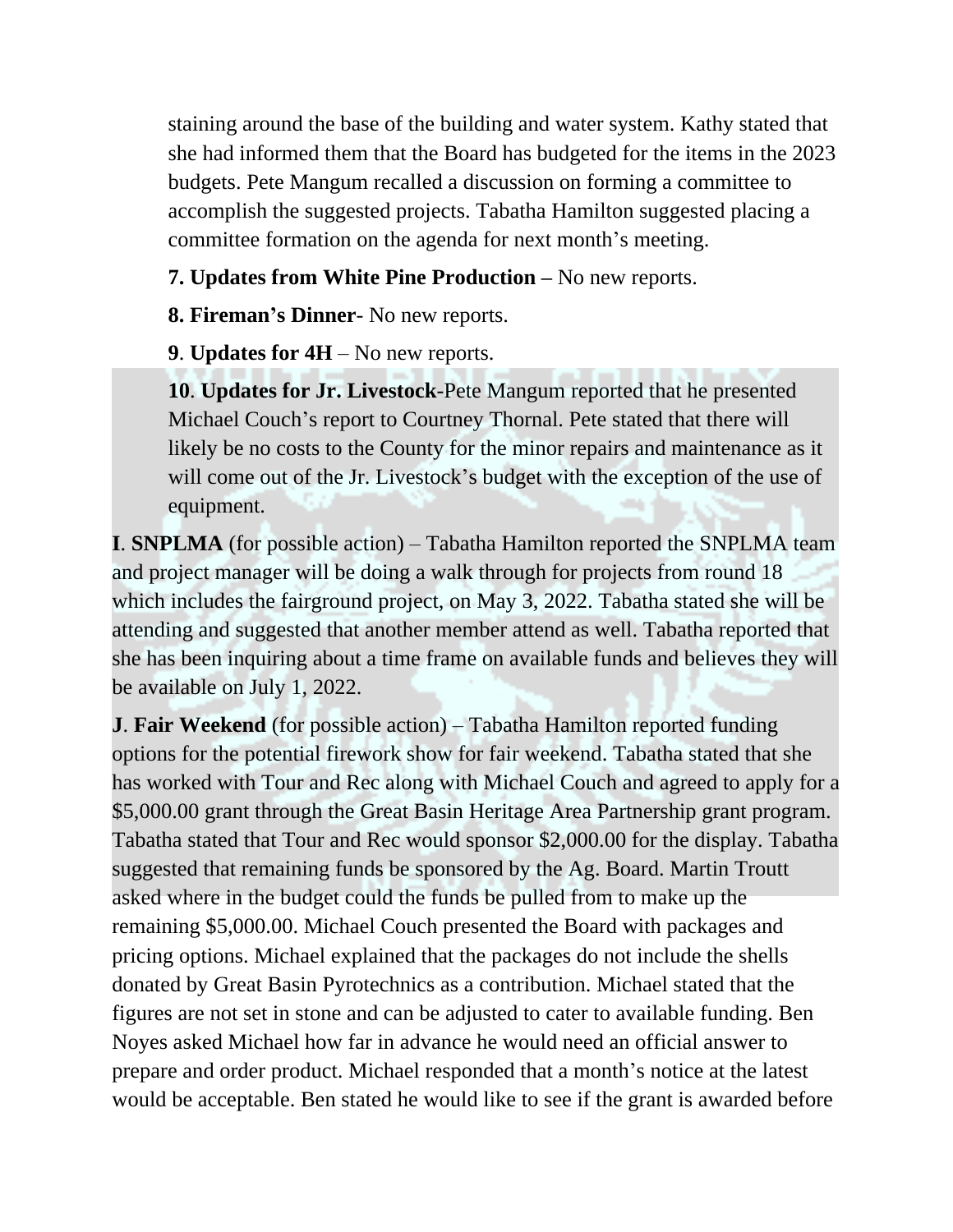staining around the base of the building and water system. Kathy stated that she had informed them that the Board has budgeted for the items in the 2023 budgets. Pete Mangum recalled a discussion on forming a committee to accomplish the suggested projects. Tabatha Hamilton suggested placing a committee formation on the agenda for next month's meeting.

**7. Updates from White Pine Production –** No new reports.

**8. Fireman's Dinner**- No new reports.

**9**. **Updates for 4H** – No new reports.

**10**. **Updates for Jr. Livestock**-Pete Mangum reported that he presented Michael Couch's report to Courtney Thornal. Pete stated that there will likely be no costs to the County for the minor repairs and maintenance as it will come out of the Jr. Livestock's budget with the exception of the use of equipment.

**I**. **SNPLMA** (for possible action) – Tabatha Hamilton reported the SNPLMA team and project manager will be doing a walk through for projects from round 18 which includes the fairground project, on May 3, 2022. Tabatha stated she will be attending and suggested that another member attend as well. Tabatha reported that she has been inquiring about a time frame on available funds and believes they will be available on July 1, 2022.

**J**. **Fair Weekend** (for possible action) – Tabatha Hamilton reported funding options for the potential firework show for fair weekend. Tabatha stated that she has worked with Tour and Rec along with Michael Couch and agreed to apply for a $5,000.00 grant through the Great Basin Heritage Area Partnership grant program. Tabatha stated that Tour and Rec would sponsor $2,000.00 for the display. Tabatha suggested that remaining funds be sponsored by the Ag. Board. Martin Troutt asked where in the budget could the funds be pulled from to make up the remaining $5,000.00. Michael Couch presented the Board with packages and pricing options. Michael explained that the packages do not include the shells donated by Great Basin Pyrotechnics as a contribution. Michael stated that the figures are not set in stone and can be adjusted to cater to available funding. Ben Noyes asked Michael how far in advance he would need an official answer to prepare and order product. Michael responded that a month's notice at the latest would be acceptable. Ben stated he would like to see if the grant is awarded before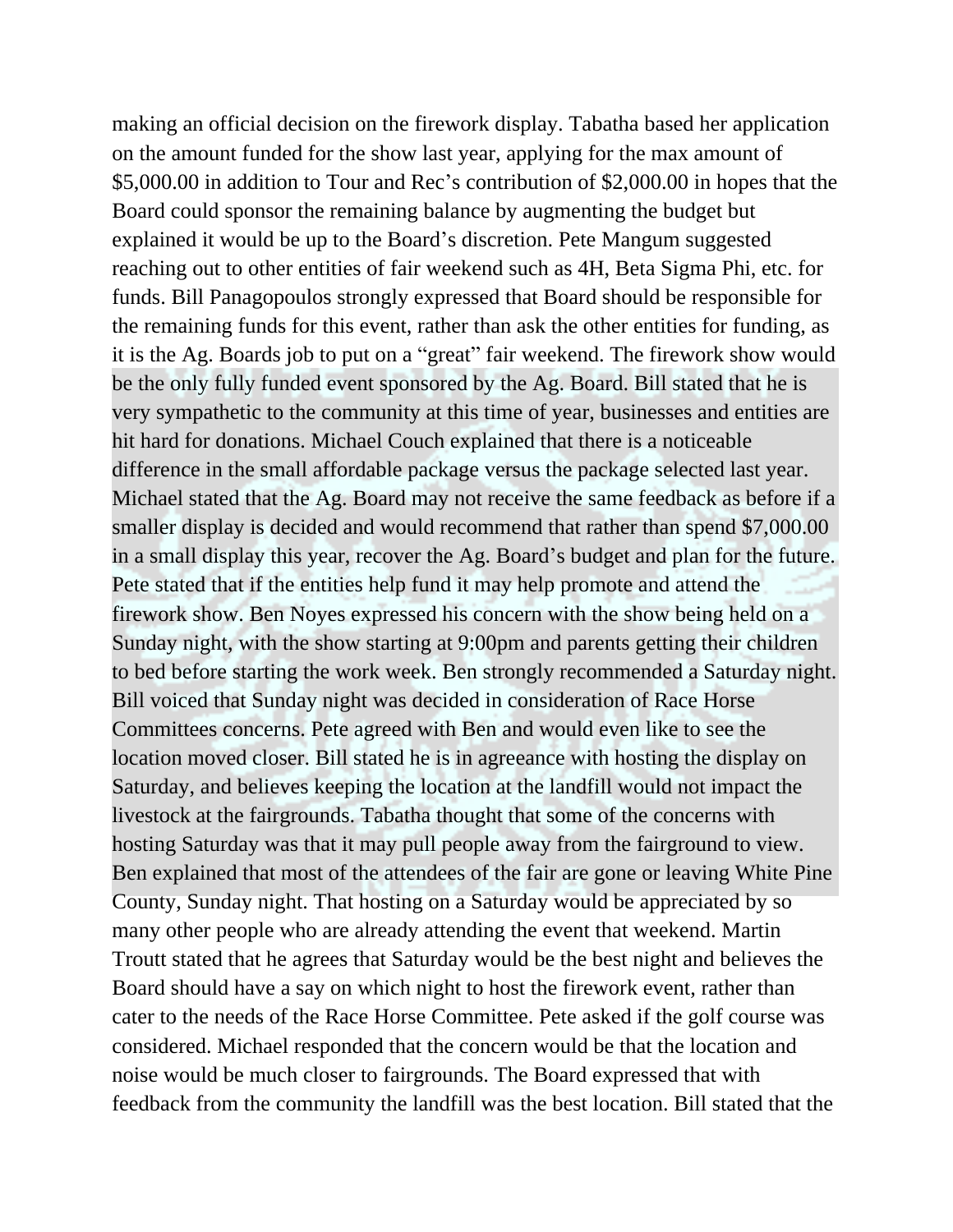making an official decision on the firework display. Tabatha based her application on the amount funded for the show last year, applying for the max amount of $5,000.00 in addition to Tour and Rec's contribution of $2,000.00 in hopes that the Board could sponsor the remaining balance by augmenting the budget but explained it would be up to the Board's discretion. Pete Mangum suggested reaching out to other entities of fair weekend such as 4H, Beta Sigma Phi, etc. for funds. Bill Panagopoulos strongly expressed that Board should be responsible for the remaining funds for this event, rather than ask the other entities for funding, as it is the Ag. Boards job to put on a "great" fair weekend. The firework show would be the only fully funded event sponsored by the Ag. Board. Bill stated that he is very sympathetic to the community at this time of year, businesses and entities are hit hard for donations. Michael Couch explained that there is a noticeable difference in the small affordable package versus the package selected last year. Michael stated that the Ag. Board may not receive the same feedback as before if a smaller display is decided and would recommend that rather than spend $7,000.00 in a small display this year, recover the Ag. Board's budget and plan for the future. Pete stated that if the entities help fund it may help promote and attend the firework show. Ben Noyes expressed his concern with the show being held on a Sunday night, with the show starting at 9:00pm and parents getting their children to bed before starting the work week. Ben strongly recommended a Saturday night. Bill voiced that Sunday night was decided in consideration of Race Horse Committees concerns. Pete agreed with Ben and would even like to see the location moved closer. Bill stated he is in agreeance with hosting the display on Saturday, and believes keeping the location at the landfill would not impact the livestock at the fairgrounds. Tabatha thought that some of the concerns with hosting Saturday was that it may pull people away from the fairground to view. Ben explained that most of the attendees of the fair are gone or leaving White Pine County, Sunday night. That hosting on a Saturday would be appreciated by so many other people who are already attending the event that weekend. Martin Troutt stated that he agrees that Saturday would be the best night and believes the Board should have a say on which night to host the firework event, rather than cater to the needs of the Race Horse Committee. Pete asked if the golf course was considered. Michael responded that the concern would be that the location and noise would be much closer to fairgrounds. The Board expressed that with feedback from the community the landfill was the best location. Bill stated that the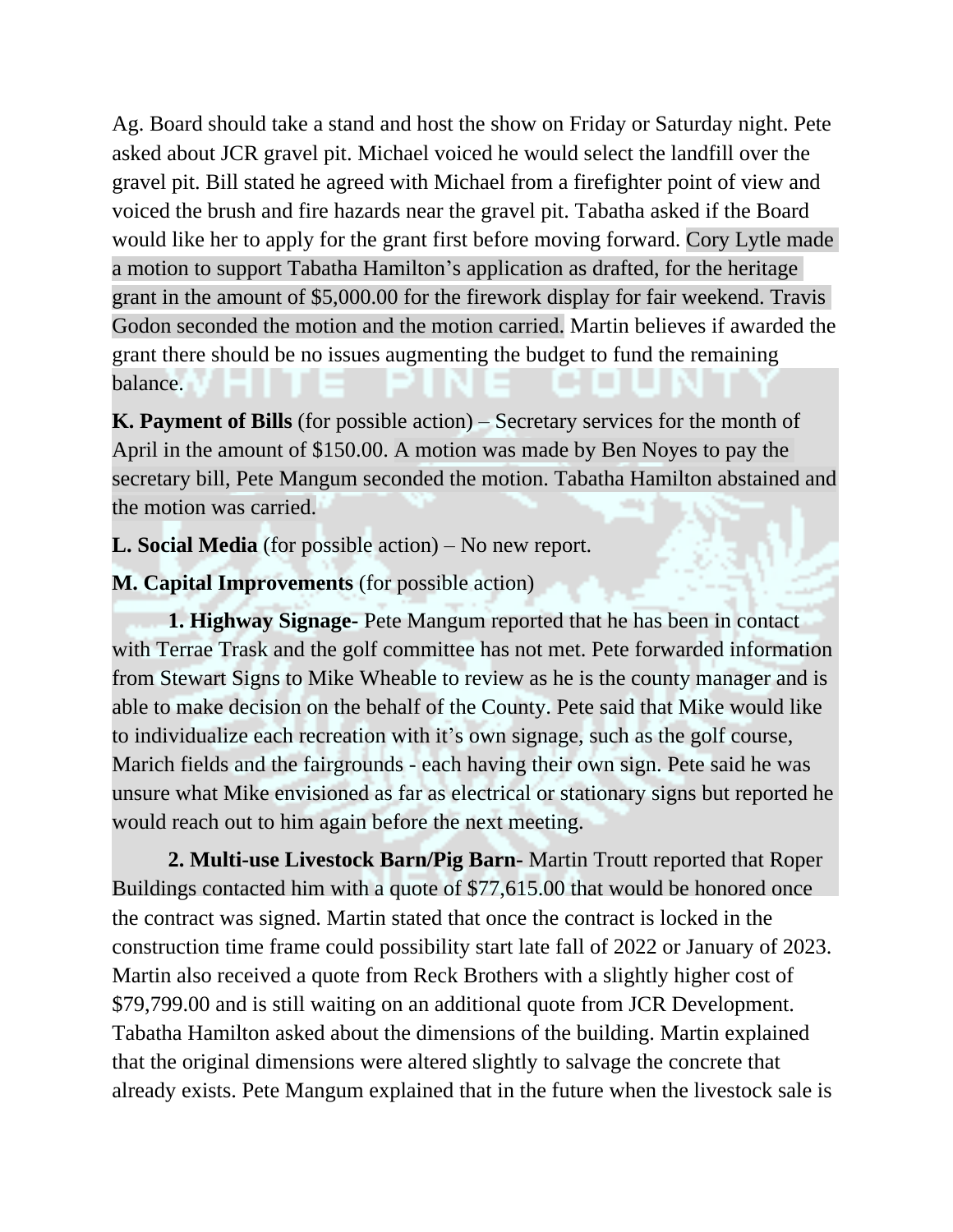Ag. Board should take a stand and host the show on Friday or Saturday night. Pete asked about JCR gravel pit. Michael voiced he would select the landfill over the gravel pit. Bill stated he agreed with Michael from a firefighter point of view and voiced the brush and fire hazards near the gravel pit. Tabatha asked if the Board would like her to apply for the grant first before moving forward. Cory Lytle made a motion to support Tabatha Hamilton's application as drafted, for the heritage grant in the amount of $5,000.00 for the firework display for fair weekend. Travis Godon seconded the motion and the motion carried. Martin believes if awarded the grant there should be no issues augmenting the budget to fund the remaining balance.

**K. Payment of Bills** (for possible action) – Secretary services for the month of April in the amount of $150.00. A motion was made by Ben Noyes to pay the secretary bill, Pete Mangum seconded the motion. Tabatha Hamilton abstained and the motion was carried.

**L. Social Media** (for possible action) – No new report.

**M. Capital Improvements** (for possible action)

**1. Highway Signage-** Pete Mangum reported that he has been in contact with Terrae Trask and the golf committee has not met. Pete forwarded information from Stewart Signs to Mike Wheable to review as he is the county manager and is able to make decision on the behalf of the County. Pete said that Mike would like to individualize each recreation with it's own signage, such as the golf course, Marich fields and the fairgrounds - each having their own sign. Pete said he was unsure what Mike envisioned as far as electrical or stationary signs but reported he would reach out to him again before the next meeting.

**2. Multi-use Livestock Barn/Pig Barn-** Martin Troutt reported that Roper Buildings contacted him with a quote of $77,615.00 that would be honored once the contract was signed. Martin stated that once the contract is locked in the construction time frame could possibility start late fall of 2022 or January of 2023. Martin also received a quote from Reck Brothers with a slightly higher cost of $79,799.00 and is still waiting on an additional quote from JCR Development. Tabatha Hamilton asked about the dimensions of the building. Martin explained that the original dimensions were altered slightly to salvage the concrete that already exists. Pete Mangum explained that in the future when the livestock sale is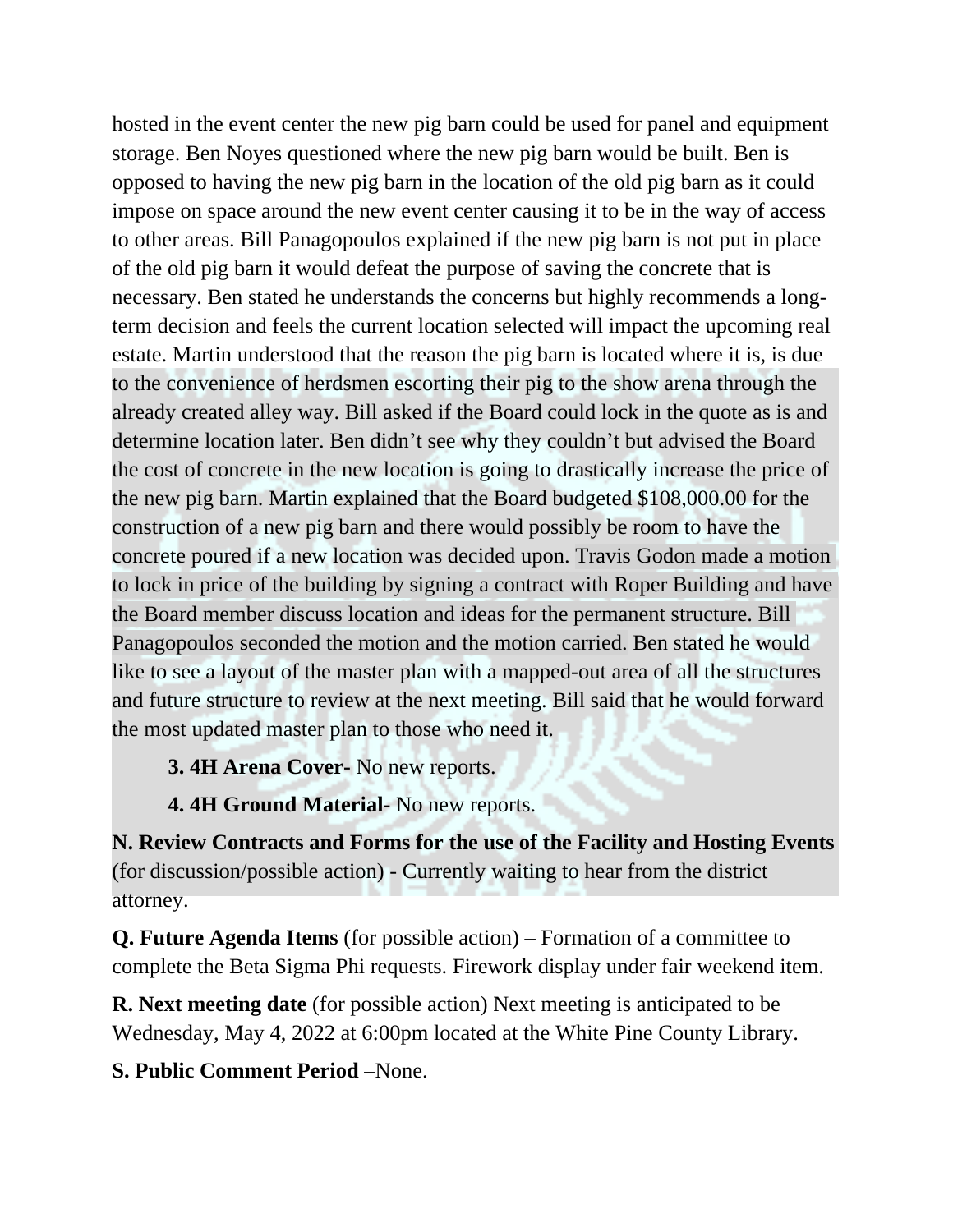hosted in the event center the new pig barn could be used for panel and equipment storage. Ben Noyes questioned where the new pig barn would be built. Ben is opposed to having the new pig barn in the location of the old pig barn as it could impose on space around the new event center causing it to be in the way of access to other areas. Bill Panagopoulos explained if the new pig barn is not put in place of the old pig barn it would defeat the purpose of saving the concrete that is necessary. Ben stated he understands the concerns but highly recommends a long-term decision and feels the current location selected will impact the upcoming real estate. Martin understood that the reason the pig barn is located where it is, is due to the convenience of herdsmen escorting their pig to the show arena through the already created alley way. Bill asked if the Board could lock in the quote as is and determine location later. Ben didn't see why they couldn't but advised the Board the cost of concrete in the new location is going to drastically increase the price of the new pig barn. Martin explained that the Board budgeted $108,000.00 for the construction of a new pig barn and there would possibly be room to have the concrete poured if a new location was decided upon. Travis Godon made a motion to lock in price of the building by signing a contract with Roper Building and have the Board member discuss location and ideas for the permanent structure. Bill Panagopoulos seconded the motion and the motion carried. Ben stated he would like to see a layout of the master plan with a mapped-out area of all the structures and future structure to review at the next meeting. Bill said that he would forward the most updated master plan to those who need it.

**3. 4H Arena Cover-** No new reports.

**4. 4H Ground Material-** No new reports.

**N. Review Contracts and Forms for the use of the Facility and Hosting Events** (for discussion/possible action) - Currently waiting to hear from the district attorney.

**Q. Future Agenda Items** (for possible action) **–** Formation of a committee to complete the Beta Sigma Phi requests. Firework display under fair weekend item.

**R. Next meeting date** (for possible action) Next meeting is anticipated to be Wednesday, May 4, 2022 at 6:00pm located at the White Pine County Library.

**S. Public Comment Period –**None.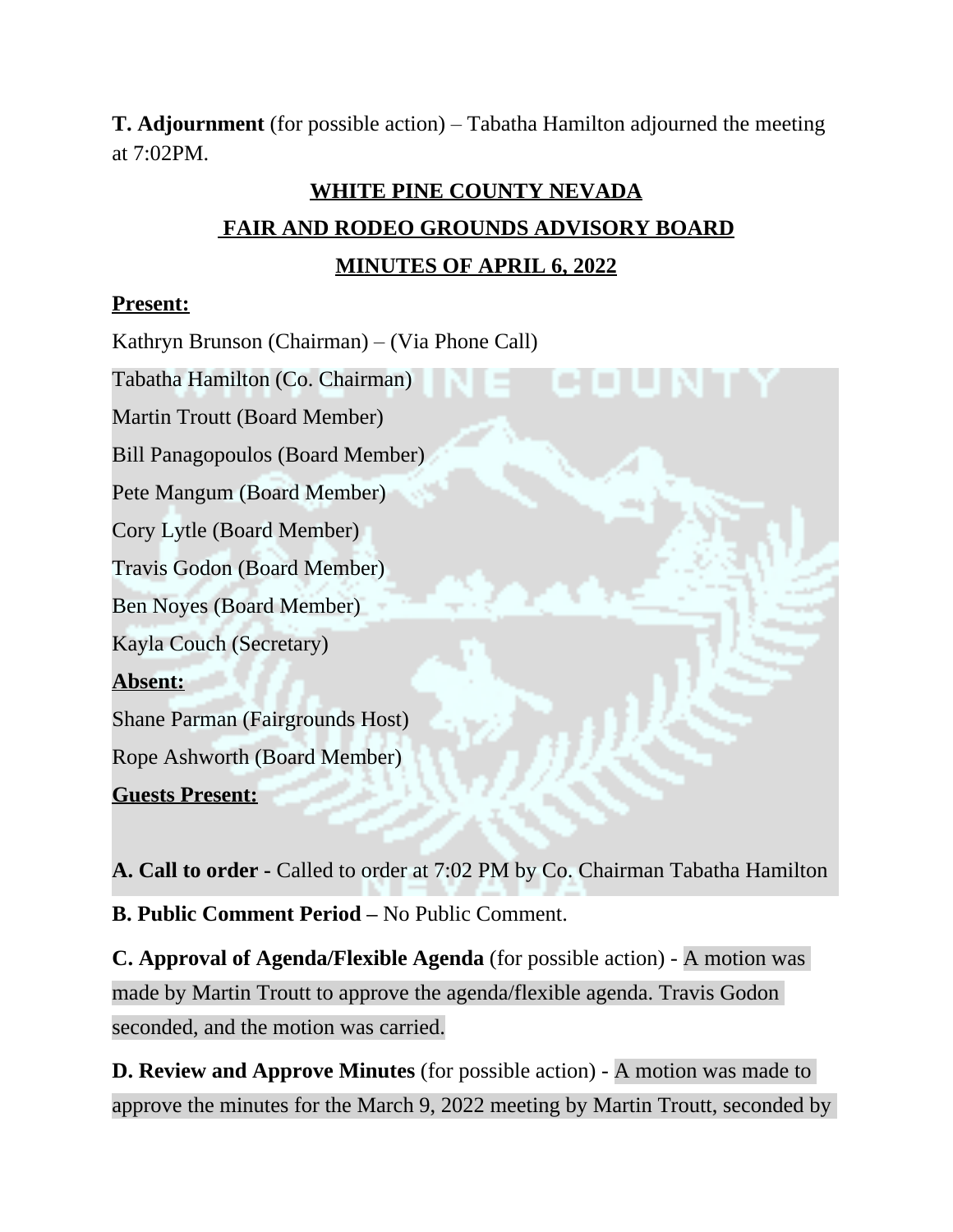**T. Adjournment** (for possible action) – Tabatha Hamilton adjourned the meeting at 7:02PM.

# WHITE PINE COUNTY NEVADA

# FAIR AND RODEO GROUNDS ADVISORY BOARD

# MINUTES OF APRIL 6, 2022

**Present:**

Kathryn Brunson (Chairman) – (Via Phone Call)

Tabatha Hamilton (Co. Chairman)

Martin Troutt (Board Member)

Bill Panagopoulos (Board Member)

Pete Mangum (Board Member)

Cory Lytle (Board Member)

Travis Godon (Board Member)

Ben Noyes (Board Member)

Kayla Couch (Secretary)

**Absent:**

Shane Parman (Fairgrounds Host)

Rope Ashworth (Board Member)

**Guests Present:**

**A. Call to order -** Called to order at 7:02 PM by Co. Chairman Tabatha Hamilton

**B. Public Comment Period –** No Public Comment.

**C. Approval of Agenda/Flexible Agenda** (for possible action) - A motion was made by Martin Troutt to approve the agenda/flexible agenda. Travis Godon seconded, and the motion was carried.

**D. Review and Approve Minutes** (for possible action) - A motion was made to approve the minutes for the March 9, 2022 meeting by Martin Troutt, seconded by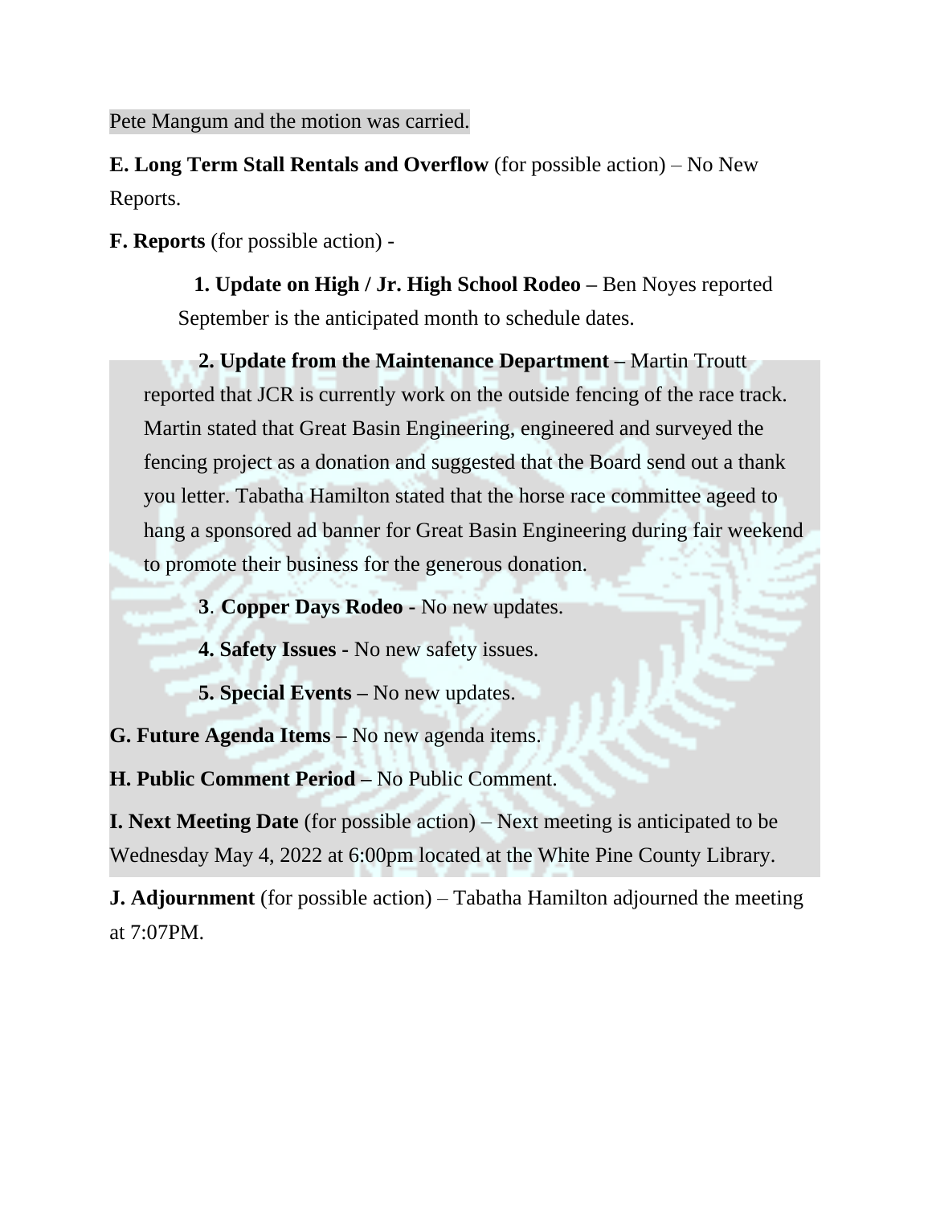Pete Mangum and the motion was carried.

**E. Long Term Stall Rentals and Overflow** (for possible action) – No New Reports.

**F. Reports** (for possible action) -

**1. Update on High / Jr. High School Rodeo –** Ben Noyes reported September is the anticipated month to schedule dates.

**2. Update from the Maintenance Department –** Martin Troutt reported that JCR is currently work on the outside fencing of the race track. Martin stated that Great Basin Engineering, engineered and surveyed the fencing project as a donation and suggested that the Board send out a thank you letter. Tabatha Hamilton stated that the horse race committee ageed to hang a sponsored ad banner for Great Basin Engineering during fair weekend to promote their business for the generous donation.

**3**. **Copper Days Rodeo -** No new updates.

**4. Safety Issues -** No new safety issues.

**5. Special Events –** No new updates.

**G. Future Agenda Items –** No new agenda items.

**H. Public Comment Period –** No Public Comment.

**I. Next Meeting Date** (for possible action) – Next meeting is anticipated to be Wednesday May 4, 2022 at 6:00pm located at the White Pine County Library.

**J. Adjournment** (for possible action) – Tabatha Hamilton adjourned the meeting at 7:07PM.